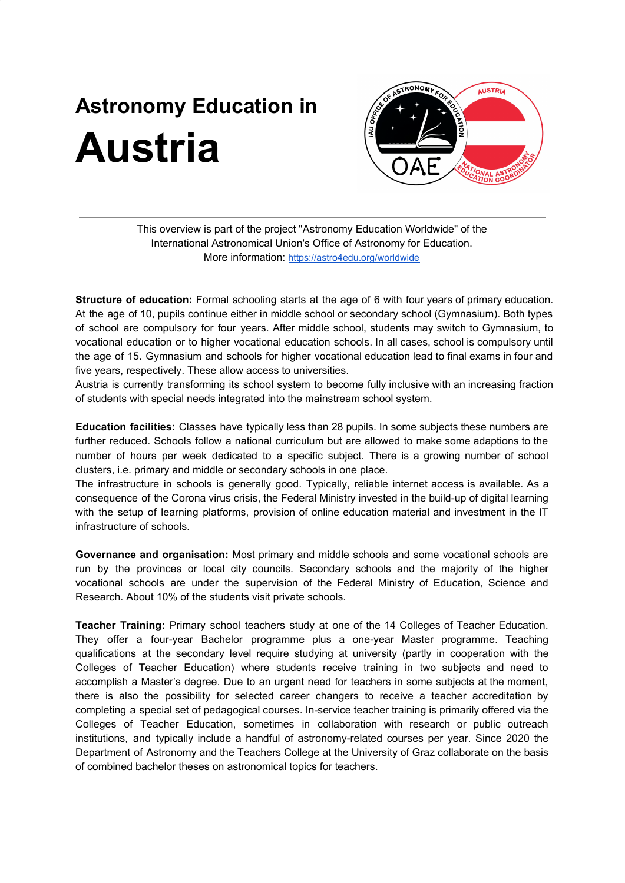# Astronomy Education in Austria

This overview is part of the project "Astronomy Education Worldwide" of the International Astronomical Union's Office of Astronomy for Education.
More information: https://astro4edu.org/worldwide

**Structure of education:** Formal schooling starts at the age of 6 with four years of primary education. At the age of 10, pupils continue either in middle school or secondary school (Gymnasium). Both types of school are compulsory for four years. After middle school, students may switch to Gymnasium, to vocational education or to higher vocational education schools. In all cases, school is compulsory until the age of 15. Gymnasium and schools for higher vocational education lead to final exams in four and five years, respectively. These allow access to universities.
Austria is currently transforming its school system to become fully inclusive with an increasing fraction of students with special needs integrated into the mainstream school system.

**Education facilities:** Classes have typically less than 28 pupils. In some subjects these numbers are further reduced. Schools follow a national curriculum but are allowed to make some adaptions to the number of hours per week dedicated to a specific subject. There is a growing number of school clusters, i.e. primary and middle or secondary schools in one place.
The infrastructure in schools is generally good. Typically, reliable internet access is available. As a consequence of the Corona virus crisis, the Federal Ministry invested in the build-up of digital learning with the setup of learning platforms, provision of online education material and investment in the IT infrastructure of schools.

**Governance and organisation:** Most primary and middle schools and some vocational schools are run by the provinces or local city councils. Secondary schools and the majority of the higher vocational schools are under the supervision of the Federal Ministry of Education, Science and Research. About 10% of the students visit private schools.

**Teacher Training:** Primary school teachers study at one of the 14 Colleges of Teacher Education. They offer a four-year Bachelor programme plus a one-year Master programme. Teaching qualifications at the secondary level require studying at university (partly in cooperation with the Colleges of Teacher Education) where students receive training in two subjects and need to accomplish a Master's degree. Due to an urgent need for teachers in some subjects at the moment, there is also the possibility for selected career changers to receive a teacher accreditation by completing a special set of pedagogical courses. In-service teacher training is primarily offered via the Colleges of Teacher Education, sometimes in collaboration with research or public outreach institutions, and typically include a handful of astronomy-related courses per year. Since 2020 the Department of Astronomy and the Teachers College at the University of Graz collaborate on the basis of combined bachelor theses on astronomical topics for teachers.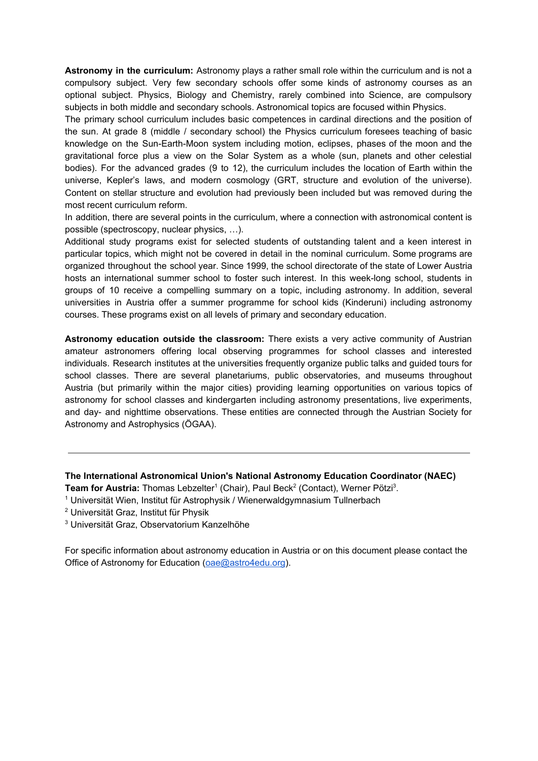**Astronomy in the curriculum:** Astronomy plays a rather small role within the curriculum and is not a compulsory subject. Very few secondary schools offer some kinds of astronomy courses as an optional subject. Physics, Biology and Chemistry, rarely combined into Science, are compulsory subjects in both middle and secondary schools. Astronomical topics are focused within Physics.

The primary school curriculum includes basic competences in cardinal directions and the position of the sun. At grade 8 (middle / secondary school) the Physics curriculum foresees teaching of basic knowledge on the Sun-Earth-Moon system including motion, eclipses, phases of the moon and the gravitational force plus a view on the Solar System as a whole (sun, planets and other celestial bodies). For the advanced grades (9 to 12), the curriculum includes the location of Earth within the universe, Kepler's laws, and modern cosmology (GRT, structure and evolution of the universe). Content on stellar structure and evolution had previously been included but was removed during the most recent curriculum reform.

In addition, there are several points in the curriculum, where a connection with astronomical content is possible (spectroscopy, nuclear physics, …).

Additional study programs exist for selected students of outstanding talent and a keen interest in particular topics, which might not be covered in detail in the nominal curriculum. Some programs are organized throughout the school year. Since 1999, the school directorate of the state of Lower Austria hosts an international summer school to foster such interest. In this week-long school, students in groups of 10 receive a compelling summary on a topic, including astronomy. In addition, several universities in Austria offer a summer programme for school kids (Kinderuni) including astronomy courses. These programs exist on all levels of primary and secondary education.

**Astronomy education outside the classroom:** There exists a very active community of Austrian amateur astronomers offering local observing programmes for school classes and interested individuals. Research institutes at the universities frequently organize public talks and guided tours for school classes. There are several planetariums, public observatories, and museums throughout Austria (but primarily within the major cities) providing learning opportunities on various topics of astronomy for school classes and kindergarten including astronomy presentations, live experiments, and day- and nighttime observations. These entities are connected through the Austrian Society for Astronomy and Astrophysics (ÖGAA).

---

**The International Astronomical Union's National Astronomy Education Coordinator (NAEC) Team for Austria:** Thomas Lebzelter[1] (Chair), Paul Beck[2] (Contact), Werner Pötzi[3].

[1] Universität Wien, Institut für Astrophysik / Wienerwaldgymnasium Tullnerbach

[2] Universität Graz, Institut für Physik

[3] Universität Graz, Observatorium Kanzelhöhe

For specific information about astronomy education in Austria or on this document please contact the Office of Astronomy for Education (oae@astro4edu.org).